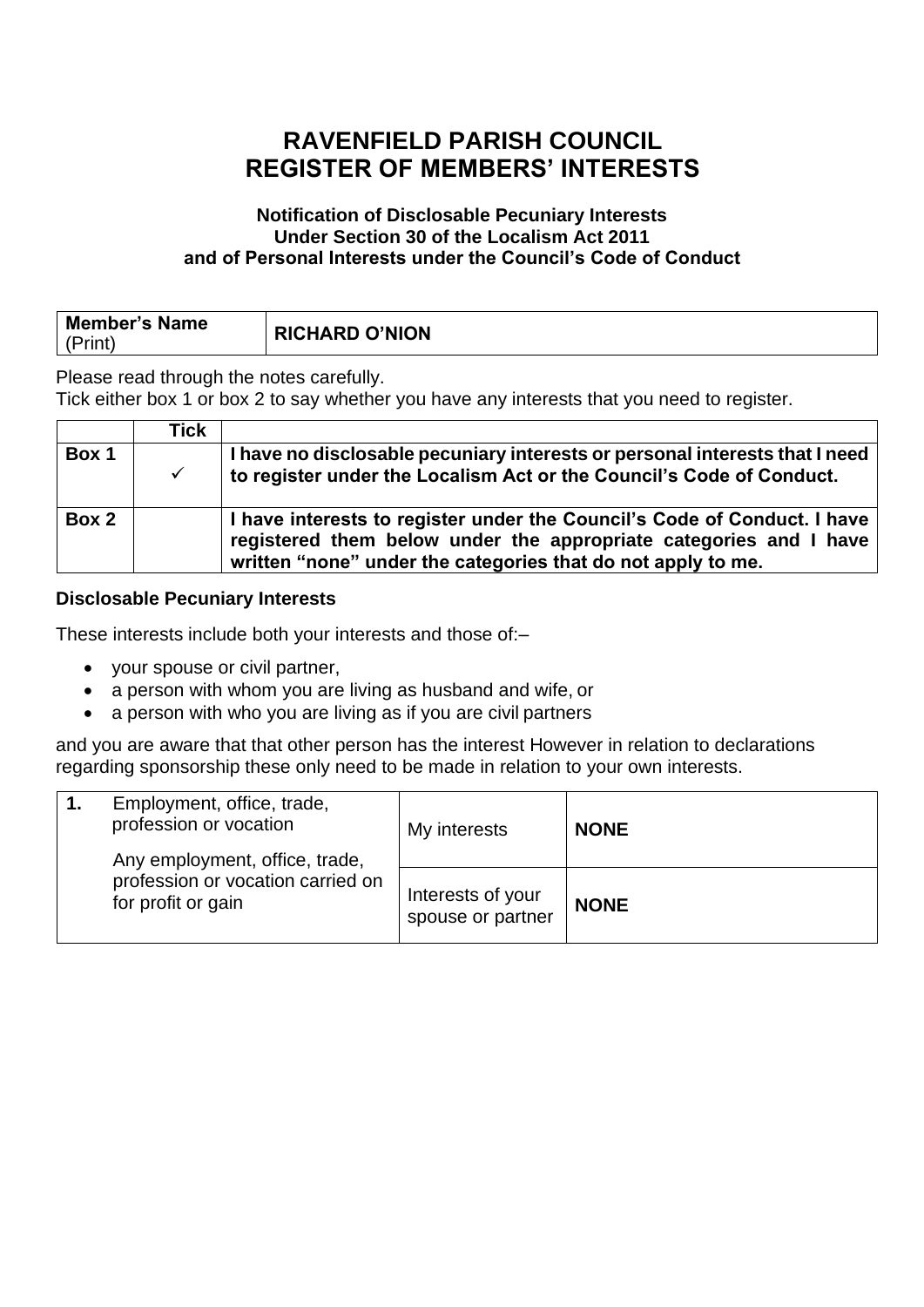# RAVENFIELD PARISH COUNCIL
# REGISTER OF MEMBERS' INTERESTS

### Notification of Disclosable Pecuniary Interests
### Under Section 30 of the Localism Act 2011
### and of Personal Interests under the Council's Code of Conduct

| **Member's Name** (Print) | **RICHARD O'NION** |
|---|---|

Please read through the notes carefully.
Tick either box 1 or box 2 to say whether you have any interests that you need to register.

| | **Tick** | |
|---|---|---|
| **Box 1** | ✓ | **I have no disclosable pecuniary interests or personal interests that I need to register under the Localism Act or the Council's Code of Conduct.** |
| **Box 2** | | **I have interests to register under the Council's Code of Conduct. I have registered them below under the appropriate categories and I have written "none" under the categories that do not apply to me.** |

**Disclosable Pecuniary Interests**

These interests include both your interests and those of:–

- your spouse or civil partner,
- a person with whom you are living as husband and wife, or
- a person with who you are living as if you are civil partners

and you are aware that that other person has the interest However in relation to declarations regarding sponsorship these only need to be made in relation to your own interests.

| **1.** Employment, office, trade, profession or vocation<br>Any employment, office, trade, profession or vocation carried on for profit or gain | My interests | **NONE** |
|---|---|---|
| | Interests of your spouse or partner | **NONE** |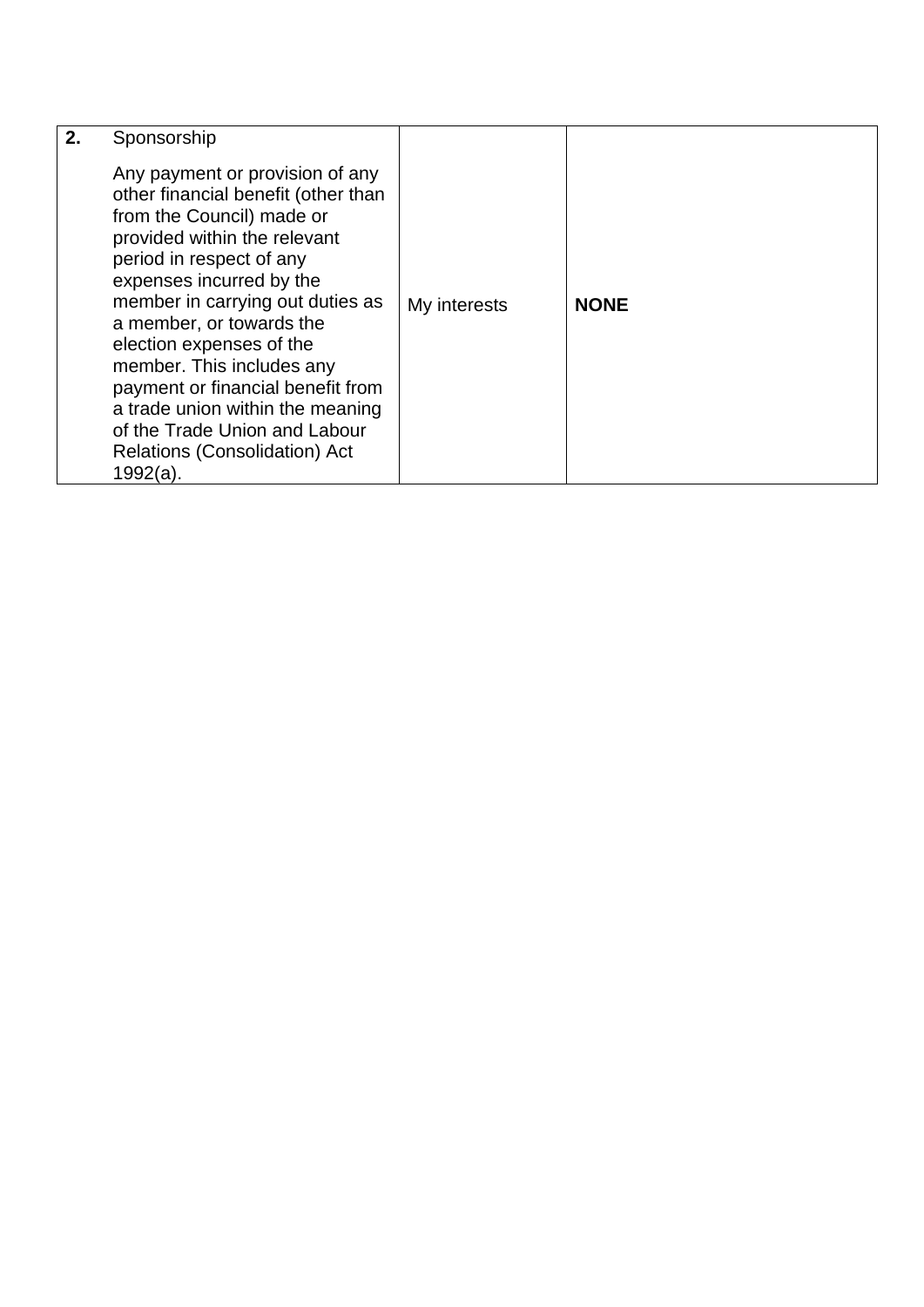| **2.** | Sponsorship<br><br>Any payment or provision of any other financial benefit (other than from the Council) made or provided within the relevant period in respect of any expenses incurred by the member in carrying out duties as a member, or towards the election expenses of the member. This includes any payment or financial benefit from a trade union within the meaning of the Trade Union and Labour Relations (Consolidation) Act 1992(a). | My interests | **NONE** |
|---|---|---|---|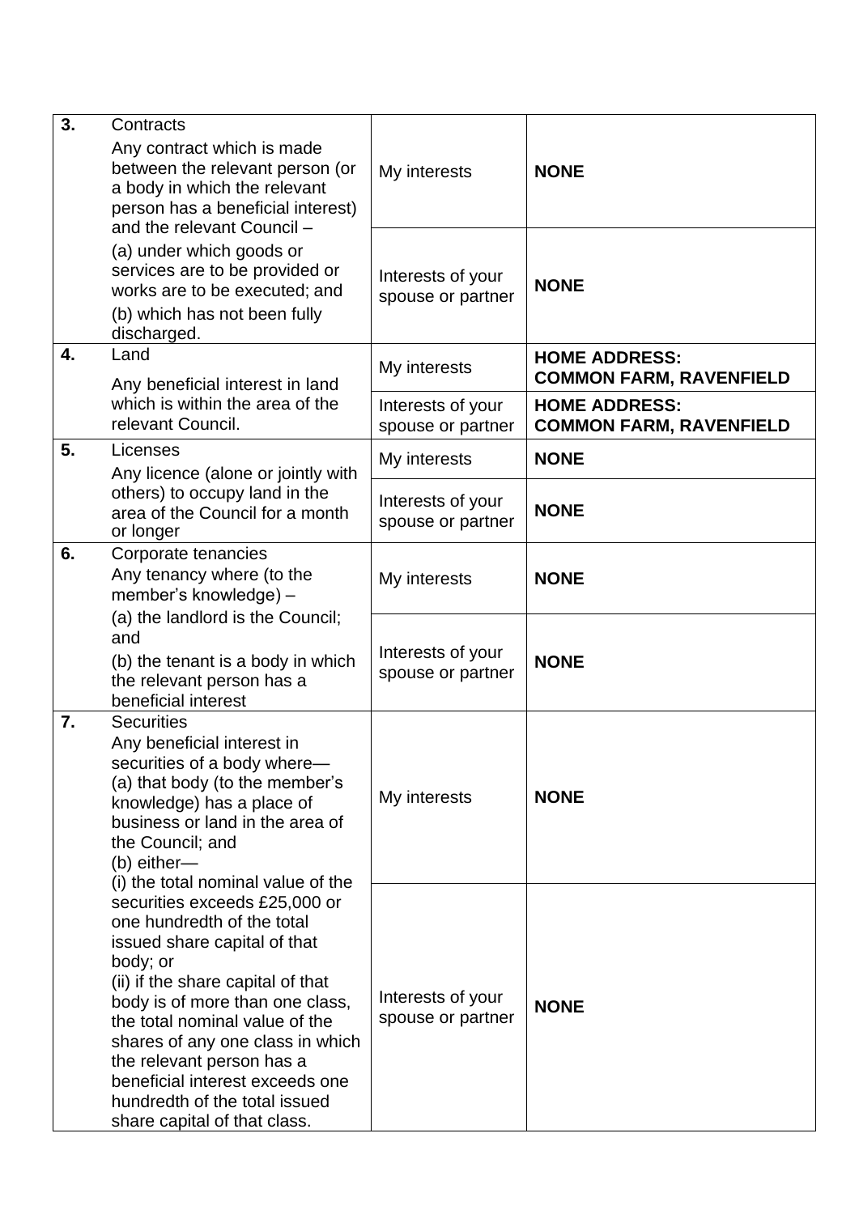| | | | |
|---|---|---|---|
| **3.** | Contracts<br>Any contract which is made between the relevant person (or a body in which the relevant person has a beneficial interest) and the relevant Council –<br>(a) under which goods or services are to be provided or works are to be executed; and<br>(b) which has not been fully discharged. | My interests | **NONE** |
| | | Interests of your spouse or partner | **NONE** |
| **4.** | Land<br>Any beneficial interest in land which is within the area of the relevant Council. | My interests | **HOME ADDRESS: COMMON FARM, RAVENFIELD** |
| | | Interests of your spouse or partner | **HOME ADDRESS: COMMON FARM, RAVENFIELD** |
| **5.** | Licenses<br>Any licence (alone or jointly with others) to occupy land in the area of the Council for a month or longer | My interests | **NONE** |
| | | Interests of your spouse or partner | **NONE** |
| **6.** | Corporate tenancies<br>Any tenancy where (to the member's knowledge) –<br>(a) the landlord is the Council; and<br>(b) the tenant is a body in which the relevant person has a beneficial interest | My interests | **NONE** |
| | | Interests of your spouse or partner | **NONE** |
| **7.** | Securities<br>Any beneficial interest in securities of a body where—<br>(a) that body (to the member's knowledge) has a place of business or land in the area of the Council; and<br>(b) either—<br>(i) the total nominal value of the securities exceeds £25,000 or one hundredth of the total issued share capital of that body; or<br>(ii) if the share capital of that body is of more than one class, the total nominal value of the shares of any one class in which the relevant person has a beneficial interest exceeds one hundredth of the total issued share capital of that class. | My interests | **NONE** |
| | | Interests of your spouse or partner | **NONE** |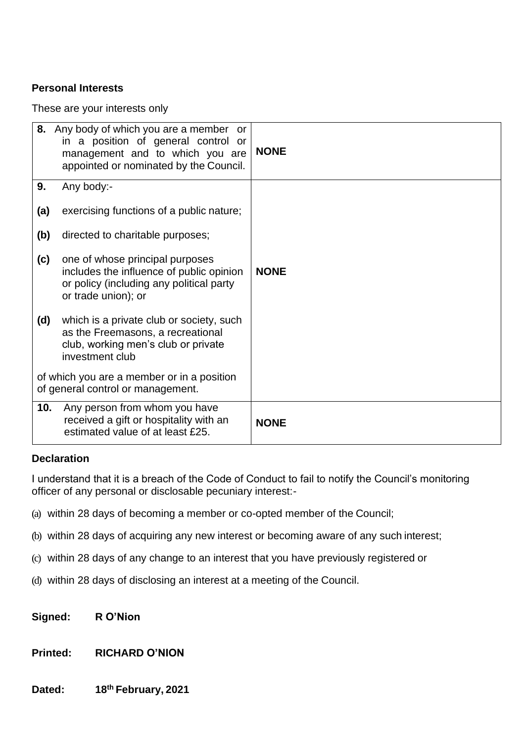**Personal Interests**

These are your interests only

| | |
|---|---|
| **8.** Any body of which you are a member or in a position of general control or management and to which you are appointed or nominated by the Council. | **NONE** |
| **9.** Any body:-<br><br>**(a)** exercising functions of a public nature;<br><br>**(b)** directed to charitable purposes;<br><br>**(c)** one of whose principal purposes includes the influence of public opinion or policy (including any political party or trade union); or<br><br>**(d)** which is a private club or society, such as the Freemasons, a recreational club, working men's club or private investment club<br><br>of which you are a member or in a position of general control or management. | **NONE** |
| **10.** Any person from whom you have received a gift or hospitality with an estimated value of at least £25. | **NONE** |

**Declaration**

I understand that it is a breach of the Code of Conduct to fail to notify the Council's monitoring officer of any personal or disclosable pecuniary interest:-

(a) within 28 days of becoming a member or co-opted member of the Council;

(b) within 28 days of acquiring any new interest or becoming aware of any such interest;

(c) within 28 days of any change to an interest that you have previously registered or

(d) within 28 days of disclosing an interest at a meeting of the Council.

**Signed:** **R O'Nion**

**Printed:** **RICHARD O'NION**

**Dated:** **18th February, 2021**